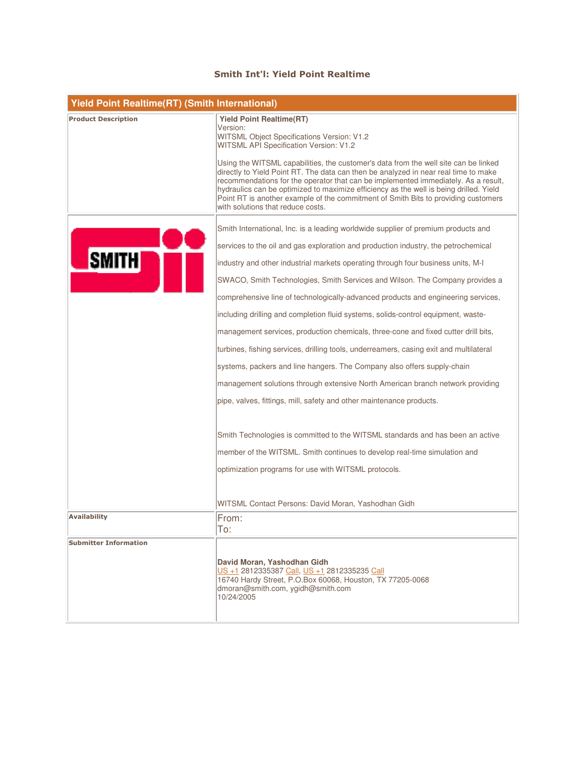# Smith Int'l: Yield Point Realtime

| Yield Point Realtime(RT) (Smith International) | |
|---|---|
| **Product Description** | **Yield Point Realtime(RT)**<br>Version:<br>WITSML Object Specifications Version: V1.2<br>WITSML API Specification Version: V1.2<br><br>Using the WITSML capabilities, the customer's data from the well site can be linked directly to Yield Point RT. The data can then be analyzed in near real time to make recommendations for the operator that can be implemented immediately. As a result, hydraulics can be optimized to maximize efficiency as the well is being drilled. Yield Point RT is another example of the commitment of Smith Bits to providing customers with solutions that reduce costs. |
| SMITH | Smith International, Inc. is a leading worldwide supplier of premium products and services to the oil and gas exploration and production industry, the petrochemical industry and other industrial markets operating through four business units, M-I SWACO, Smith Technologies, Smith Services and Wilson. The Company provides a comprehensive line of technologically-advanced products and engineering services, including drilling and completion fluid systems, solids-control equipment, waste-management services, production chemicals, three-cone and fixed cutter drill bits, turbines, fishing services, drilling tools, underreamers, casing exit and multilateral systems, packers and line hangers. The Company also offers supply-chain management solutions through extensive North American branch network providing pipe, valves, fittings, mill, safety and other maintenance products.<br><br>Smith Technologies is committed to the WITSML standards and has been an active member of the WITSML. Smith continues to develop real-time simulation and optimization programs for use with WITSML protocols.<br><br>WITSML Contact Persons: David Moran, Yashodhan Gidh |
| **Availability** | From:<br>To: |
| **Submitter Information** | **David Moran, Yashodhan Gidh**<br>US +1 2812335387 Call, US +1 2812335235 Call<br>16740 Hardy Street, P.O.Box 60068, Houston, TX 77205-0068<br>dmoran@smith.com, ygidh@smith.com<br>10/24/2005 |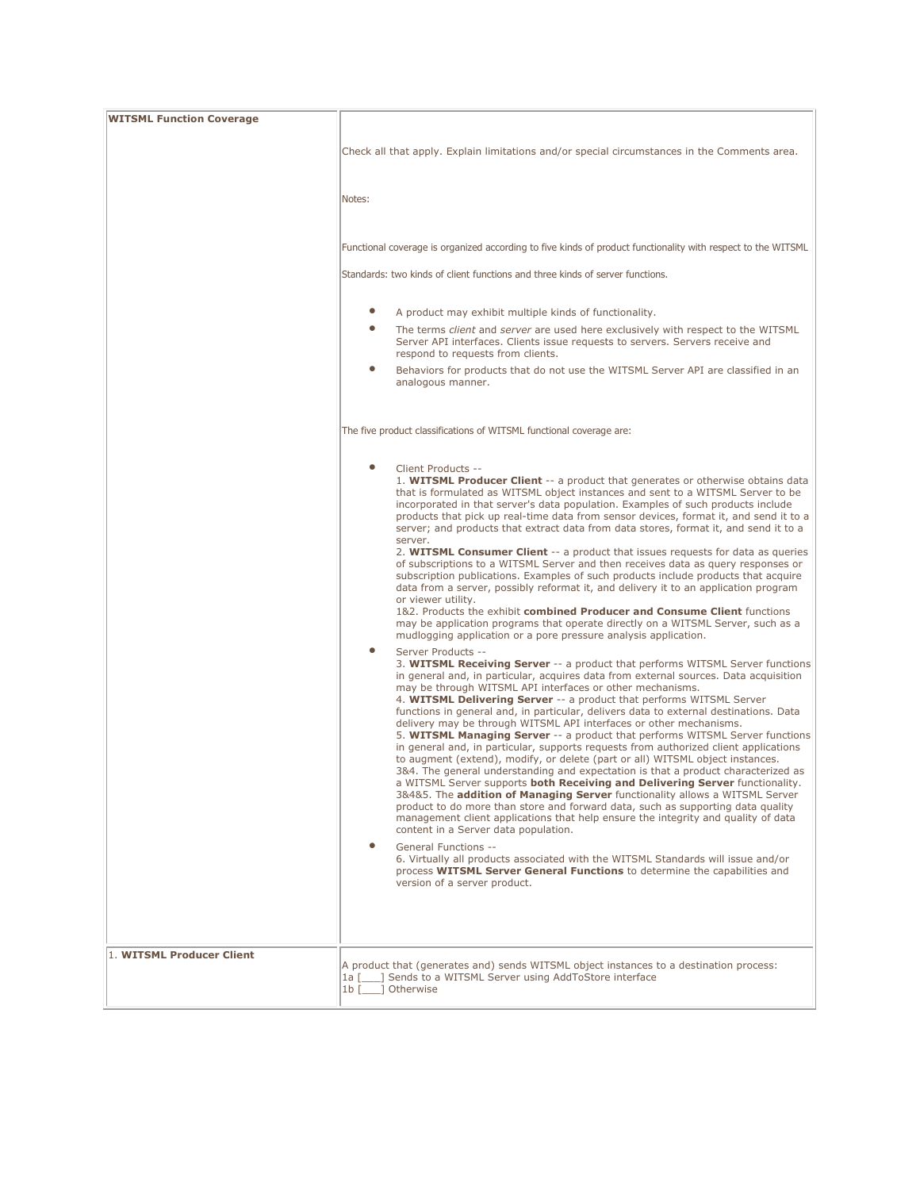| WITSML Function Coverage | |
|---|---|
| | Check all that apply. Explain limitations and/or special circumstances in the Comments area.<br><br>Notes:<br><br>Functional coverage is organized according to five kinds of product functionality with respect to the WITSML<br><br>Standards: two kinds of client functions and three kinds of server functions.<br><br>• A product may exhibit multiple kinds of functionality.<br>• The terms *client* and *server* are used here exclusively with respect to the WITSML Server API interfaces. Clients issue requests to servers. Servers receive and respond to requests from clients.<br>• Behaviors for products that do not use the WITSML Server API are classified in an analogous manner.<br><br>The five product classifications of WITSML functional coverage are:<br><br>• Client Products --<br>1. **WITSML Producer Client** -- a product that generates or otherwise obtains data that is formulated as WITSML object instances and sent to a WITSML Server to be incorporated in that server's data population. Examples of such products include products that pick up real-time data from sensor devices, format it, and send it to a server; and products that extract data from data stores, format it, and send it to a server.<br>2. **WITSML Consumer Client** -- a product that issues requests for data as queries of subscriptions to a WITSML Server and then receives data as query responses or subscription publications. Examples of such products include products that acquire data from a server, possibly reformat it, and delivery it to an application program or viewer utility.<br>1&2. Products the exhibit **combined Producer and Consume Client** functions may be application programs that operate directly on a WITSML Server, such as a mudlogging application or a pore pressure analysis application.<br>• Server Products --<br>3. **WITSML Receiving Server** -- a product that performs WITSML Server functions in general and, in particular, acquires data from external sources. Data acquisition may be through WITSML API interfaces or other mechanisms.<br>4. **WITSML Delivering Server** -- a product that performs WITSML Server functions in general and, in particular, delivers data to external destinations. Data delivery may be through WITSML API interfaces or other mechanisms.<br>5. **WITSML Managing Server** -- a product that performs WITSML Server functions in general and, in particular, supports requests from authorized client applications to augment (extend), modify, or delete (part or all) WITSML object instances.<br>3&4. The general understanding and expectation is that a product characterized as a WITSML Server supports **both Receiving and Delivering Server** functionality.<br>3&4&5. The **addition of Managing Server** functionality allows a WITSML Server product to do more than store and forward data, such as supporting data quality management client applications that help ensure the integrity and quality of data content in a Server data population.<br>• General Functions --<br>6. Virtually all products associated with the WITSML Standards will issue and/or process **WITSML Server General Functions** to determine the capabilities and version of a server product. |
| 1. **WITSML Producer Client** | A product that (generates and) sends WITSML object instances to a destination process:<br>1a [___] Sends to a WITSML Server using AddToStore interface<br>1b [___] Otherwise |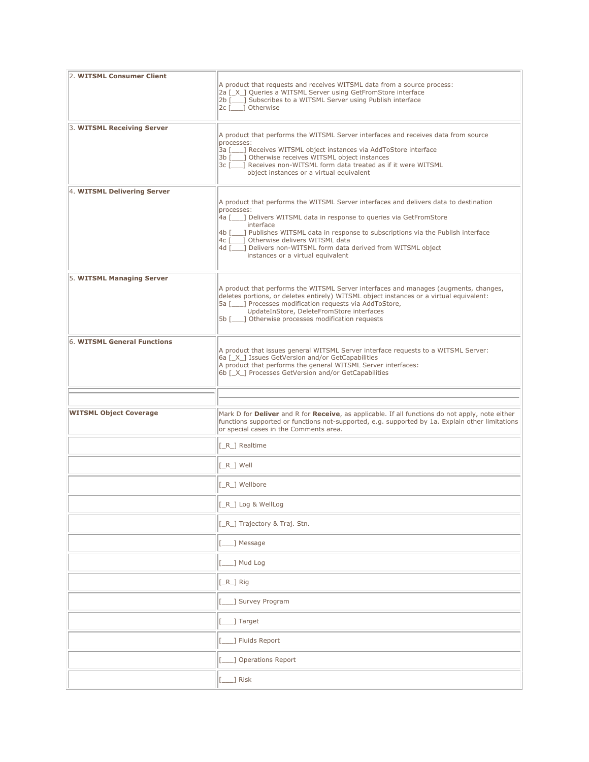| | |
|---|---|
| 2. **WITSML Consumer Client** | A product that requests and receives WITSML data from a source process:<br>2a [_X_] Queries a WITSML Server using GetFromStore interface<br>2b [___] Subscribes to a WITSML Server using Publish interface<br>2c [___] Otherwise |
| 3. **WITSML Receiving Server** | A product that performs the WITSML Server interfaces and receives data from source processes:<br>3a [___] Receives WITSML object instances via AddToStore interface<br>3b [___] Otherwise receives WITSML object instances<br>3c [___] Receives non-WITSML form data treated as if it were WITSML object instances or a virtual equivalent |
| 4. **WITSML Delivering Server** | A product that performs the WITSML Server interfaces and delivers data to destination processes:<br>4a [___] Delivers WITSML data in response to queries via GetFromStore interface<br>4b [___] Publishes WITSML data in response to subscriptions via the Publish interface<br>4c [___] Otherwise delivers WITSML data<br>4d [___] Delivers non-WITSML form data derived from WITSML object instances or a virtual equivalent |
| 5. **WITSML Managing Server** | A product that performs the WITSML Server interfaces and manages (augments, changes, deletes portions, or deletes entirely) WITSML object instances or a virtual equivalent:<br>5a [___] Processes modification requests via AddToStore, UpdateInStore, DeleteFromStore interfaces<br>5b [___] Otherwise processes modification requests |
| 6. **WITSML General Functions** | A product that issues general WITSML Server interface requests to a WITSML Server:<br>6a [_X_] Issues GetVersion and/or GetCapabilities<br>A product that performs the general WITSML Server interfaces:<br>6b [_X_] Processes GetVersion and/or GetCapabilities |
| | |
| **WITSML Object Coverage** | Mark D for **Deliver** and R for **Receive**, as applicable. If all functions do not apply, note either functions supported or functions not-supported, e.g. supported by 1a. Explain other limitations or special cases in the Comments area. |
| | [_R_] Realtime |
| | [_R_] Well |
| | [_R_] Wellbore |
| | [_R_] Log & WellLog |
| | [_R_] Trajectory & Traj. Stn. |
| | [___] Message |
| | [___] Mud Log |
| | [_R_] Rig |
| | [___] Survey Program |
| | [___] Target |
| | [___] Fluids Report |
| | [___] Operations Report |
| | [___] Risk |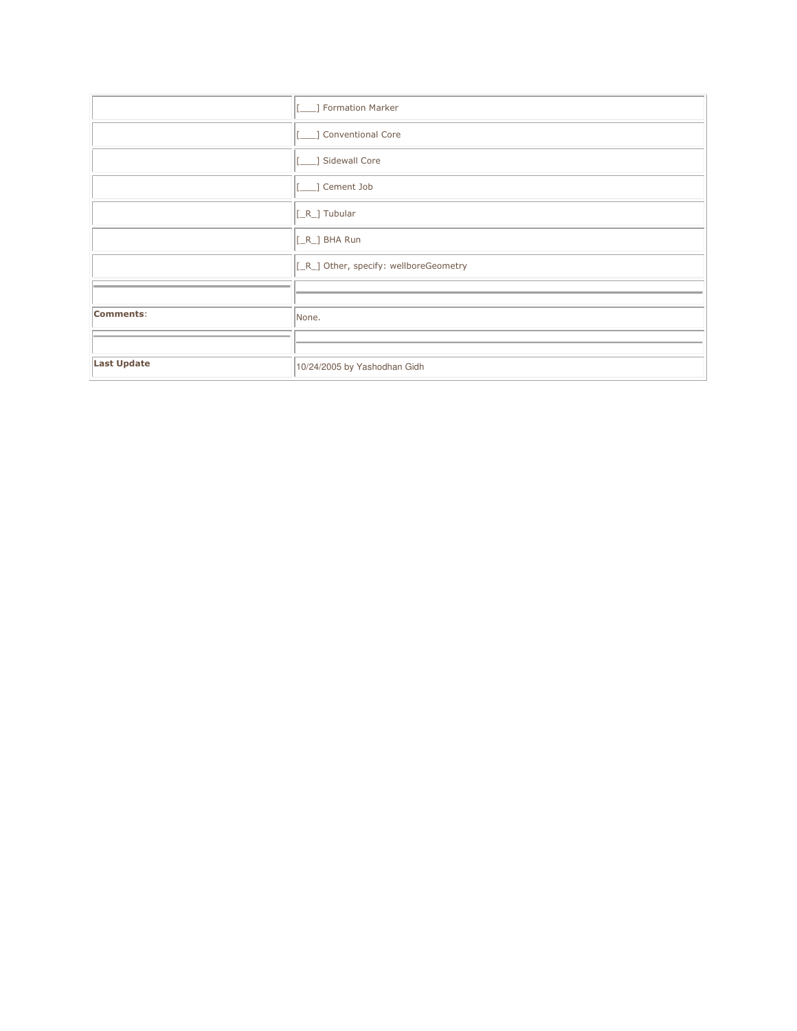| | |
|---|---|
| | [___] Formation Marker |
| | [___] Conventional Core |
| | [___] Sidewall Core |
| | [___] Cement Job |
| | [_R_] Tubular |
| | [_R_] BHA Run |
| | [_R_] Other, specify: wellboreGeometry |
| | |
| **Comments**: | None. |
| | |
| **Last Update** | 10/24/2005 by Yashodhan Gidh |